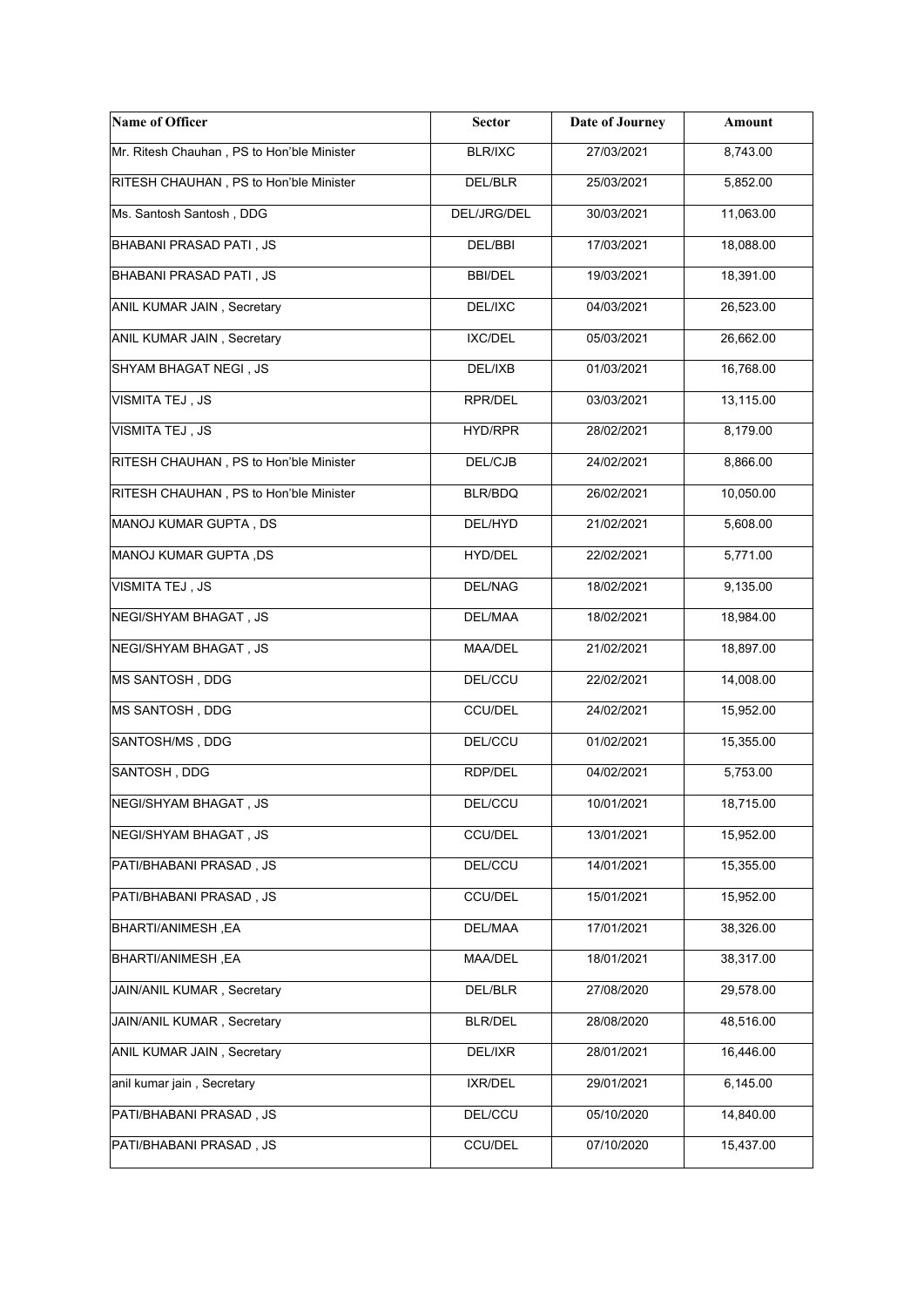| Name of Officer | Sector | Date of Journey | Amount |
|---|---|---|---|
| Mr. Ritesh Chauhan , PS to Hon'ble Minister | BLR/IXC | 27/03/2021 | 8,743.00 |
| RITESH CHAUHAN , PS to Hon'ble Minister | DEL/BLR | 25/03/2021 | 5,852.00 |
| Ms. Santosh Santosh , DDG | DEL/JRG/DEL | 30/03/2021 | 11,063.00 |
| BHABANI PRASAD PATI , JS | DEL/BBI | 17/03/2021 | 18,088.00 |
| BHABANI PRASAD PATI , JS | BBI/DEL | 19/03/2021 | 18,391.00 |
| ANIL KUMAR JAIN , Secretary | DEL/IXC | 04/03/2021 | 26,523.00 |
| ANIL KUMAR JAIN , Secretary | IXC/DEL | 05/03/2021 | 26,662.00 |
| SHYAM BHAGAT NEGI , JS | DEL/IXB | 01/03/2021 | 16,768.00 |
| VISMITA TEJ , JS | RPR/DEL | 03/03/2021 | 13,115.00 |
| VISMITA TEJ , JS | HYD/RPR | 28/02/2021 | 8,179.00 |
| RITESH CHAUHAN , PS to Hon'ble Minister | DEL/CJB | 24/02/2021 | 8,866.00 |
| RITESH CHAUHAN , PS to Hon'ble Minister | BLR/BDQ | 26/02/2021 | 10,050.00 |
| MANOJ KUMAR GUPTA , DS | DEL/HYD | 21/02/2021 | 5,608.00 |
| MANOJ KUMAR GUPTA ,DS | HYD/DEL | 22/02/2021 | 5,771.00 |
| VISMITA TEJ , JS | DEL/NAG | 18/02/2021 | 9,135.00 |
| NEGI/SHYAM BHAGAT , JS | DEL/MAA | 18/02/2021 | 18,984.00 |
| NEGI/SHYAM BHAGAT , JS | MAA/DEL | 21/02/2021 | 18,897.00 |
| MS SANTOSH , DDG | DEL/CCU | 22/02/2021 | 14,008.00 |
| MS SANTOSH , DDG | CCU/DEL | 24/02/2021 | 15,952.00 |
| SANTOSH/MS , DDG | DEL/CCU | 01/02/2021 | 15,355.00 |
| SANTOSH , DDG | RDP/DEL | 04/02/2021 | 5,753.00 |
| NEGI/SHYAM BHAGAT , JS | DEL/CCU | 10/01/2021 | 18,715.00 |
| NEGI/SHYAM BHAGAT , JS | CCU/DEL | 13/01/2021 | 15,952.00 |
| PATI/BHABANI PRASAD , JS | DEL/CCU | 14/01/2021 | 15,355.00 |
| PATI/BHABANI PRASAD , JS | CCU/DEL | 15/01/2021 | 15,952.00 |
| BHARTI/ANIMESH ,EA | DEL/MAA | 17/01/2021 | 38,326.00 |
| BHARTI/ANIMESH ,EA | MAA/DEL | 18/01/2021 | 38,317.00 |
| JAIN/ANIL KUMAR , Secretary | DEL/BLR | 27/08/2020 | 29,578.00 |
| JAIN/ANIL KUMAR , Secretary | BLR/DEL | 28/08/2020 | 48,516.00 |
| ANIL KUMAR JAIN , Secretary | DEL/IXR | 28/01/2021 | 16,446.00 |
| anil kumar jain , Secretary | IXR/DEL | 29/01/2021 | 6,145.00 |
| PATI/BHABANI PRASAD , JS | DEL/CCU | 05/10/2020 | 14,840.00 |
| PATI/BHABANI PRASAD , JS | CCU/DEL | 07/10/2020 | 15,437.00 |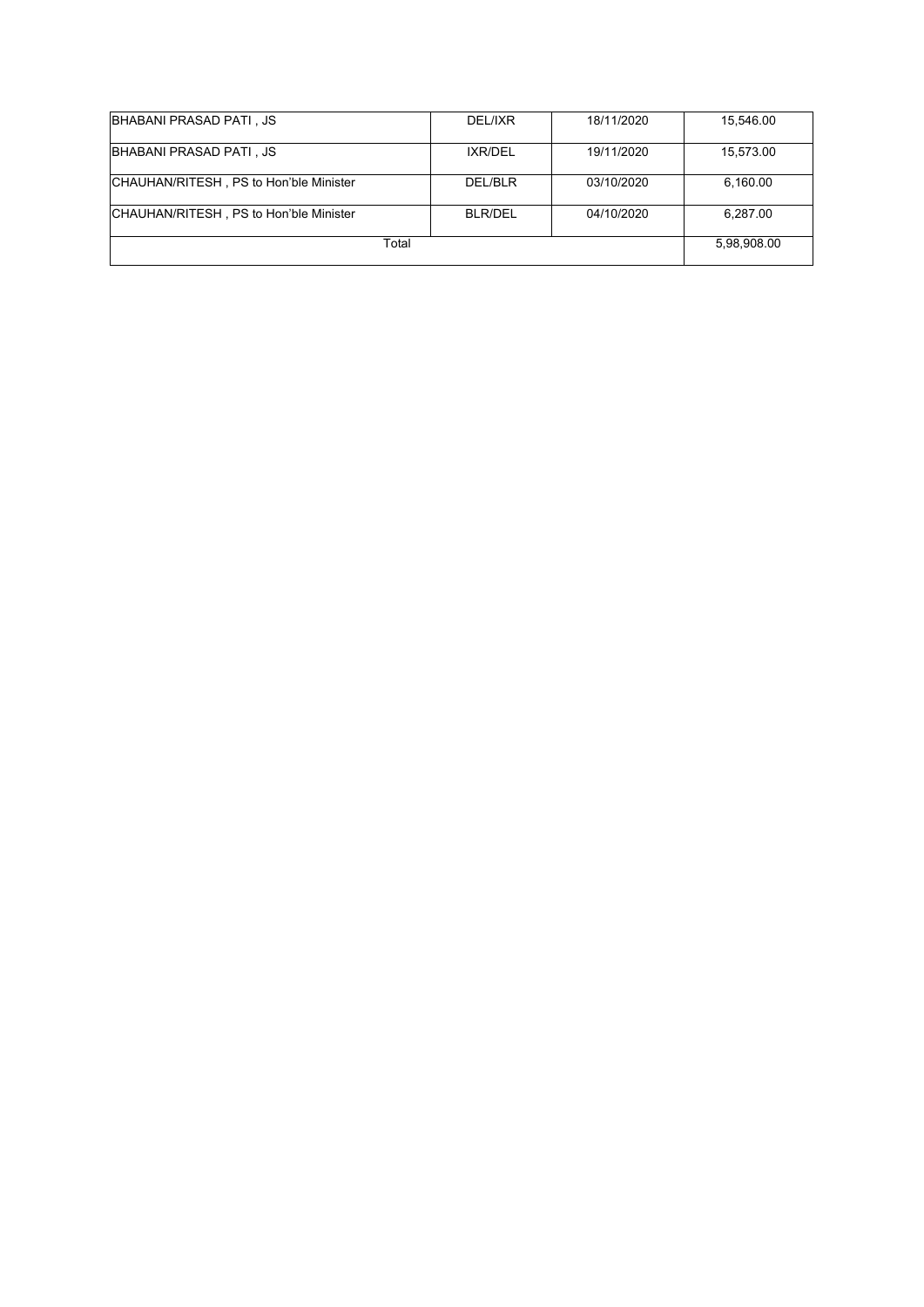| | | | |
|---|---|---|---|
| BHABANI PRASAD PATI , JS | DEL/IXR | 18/11/2020 | 15,546.00 |
| BHABANI PRASAD PATI , JS | IXR/DEL | 19/11/2020 | 15,573.00 |
| CHAUHAN/RITESH , PS to Hon'ble Minister | DEL/BLR | 03/10/2020 | 6,160.00 |
| CHAUHAN/RITESH , PS to Hon'ble Minister | BLR/DEL | 04/10/2020 | 6,287.00 |
| Total | | | 5,98,908.00 |